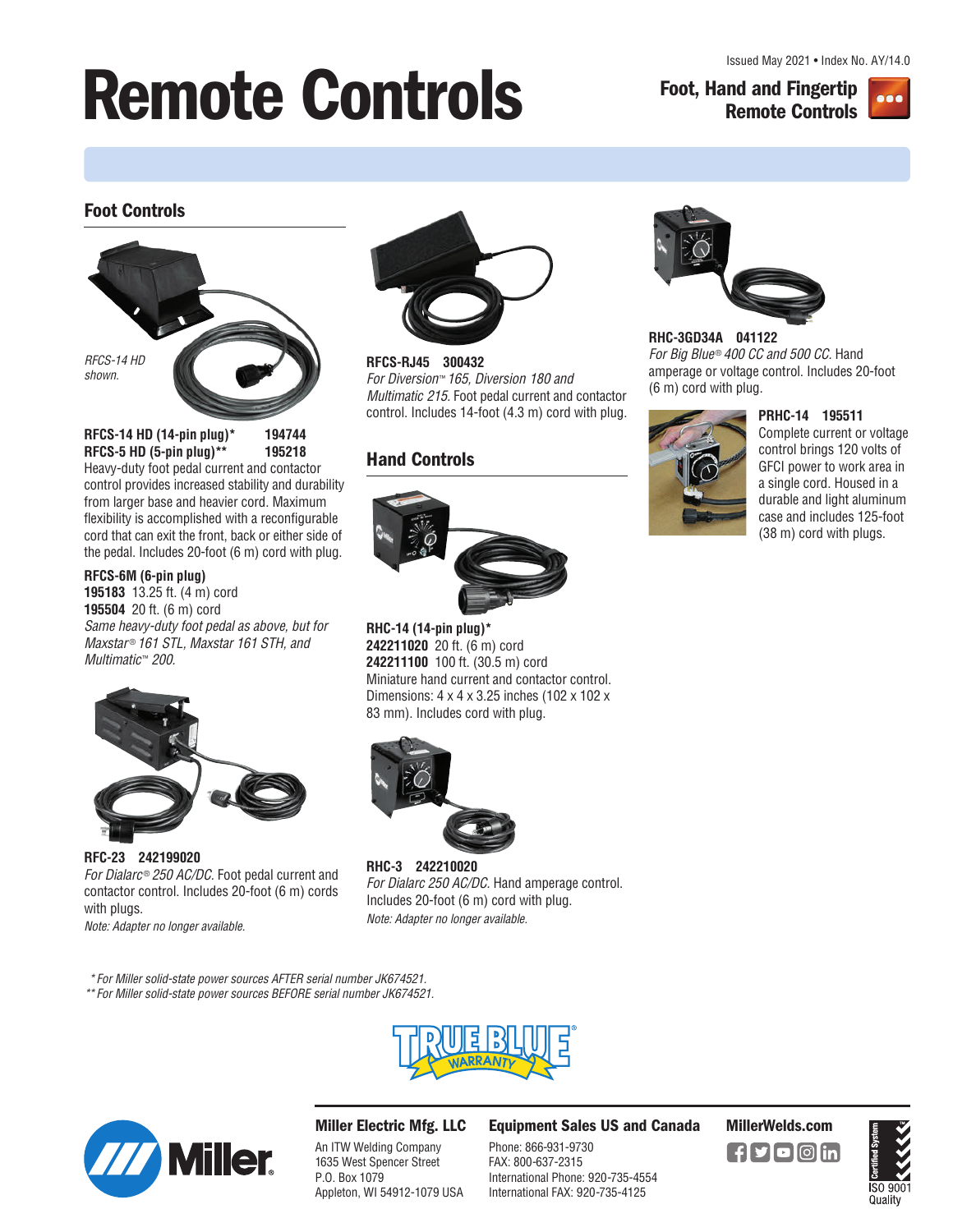Issued May 2021 • Index No. AY/14.0

# Remote Controls

**Foot, Hand and Fingertip Remote Controls**

## Foot Controls

*RFCS-14 HD shown.*

**RFCS-14 HD (14-pin plug)* 194744**
**RFCS-5 HD (5-pin plug)** 195218**
Heavy-duty foot pedal current and contactor control provides increased stability and durability from larger base and heavier cord. Maximum flexibility is accomplished with a reconfigurable cord that can exit the front, back or either side of the pedal. Includes 20-foot (6 m) cord with plug.

**RFCS-6M (6-pin plug)**
**195183** 13.25 ft. (4 m) cord
**195504** 20 ft. (6 m) cord
*Same heavy-duty foot pedal as above, but for Maxstar® 161 STL, Maxstar 161 STH, and Multimatic™ 200.*

**RFC-23 242199020**
*For Dialarc® 250 AC/DC.* Foot pedal current and contactor control. Includes 20-foot (6 m) cords with plugs.
*Note: Adapter no longer available.*

**RFCS-RJ45 300432**
*For Diversion™ 165, Diversion 180 and Multimatic 215.* Foot pedal current and contactor control. Includes 14-foot (4.3 m) cord with plug.

## Hand Controls

**RHC-14 (14-pin plug)***
**242211020** 20 ft. (6 m) cord
**242211100** 100 ft. (30.5 m) cord
Miniature hand current and contactor control. Dimensions: 4 x 4 x 3.25 inches (102 x 102 x 83 mm). Includes cord with plug.

**RHC-3 242210020**
*For Dialarc 250 AC/DC.* Hand amperage control. Includes 20-foot (6 m) cord with plug.
*Note: Adapter no longer available.*

**RHC-3GD34A 041122**
*For Big Blue® 400 CC and 500 CC.* Hand amperage or voltage control. Includes 20-foot (6 m) cord with plug.

**PRHC-14 195511**
Complete current or voltage control brings 120 volts of GFCI power to work area in a single cord. Housed in a durable and light aluminum case and includes 125-foot (38 m) cord with plugs.

*For Miller solid-state power sources AFTER serial number JK674521.*
**For Miller solid-state power sources BEFORE serial number JK674521.*

TRUE BLUE® WARRANTY

**Miller Electric Mfg. LLC**
An ITW Welding Company
1635 West Spencer Street
P.O. Box 1079
Appleton, WI 54912-1079 USA

**Equipment Sales US and Canada**
Phone: 866-931-9730
FAX: 800-637-2315
International Phone: 920-735-4554
International FAX: 920-735-4125

**MillerWelds.com**

ISO 9001 Quality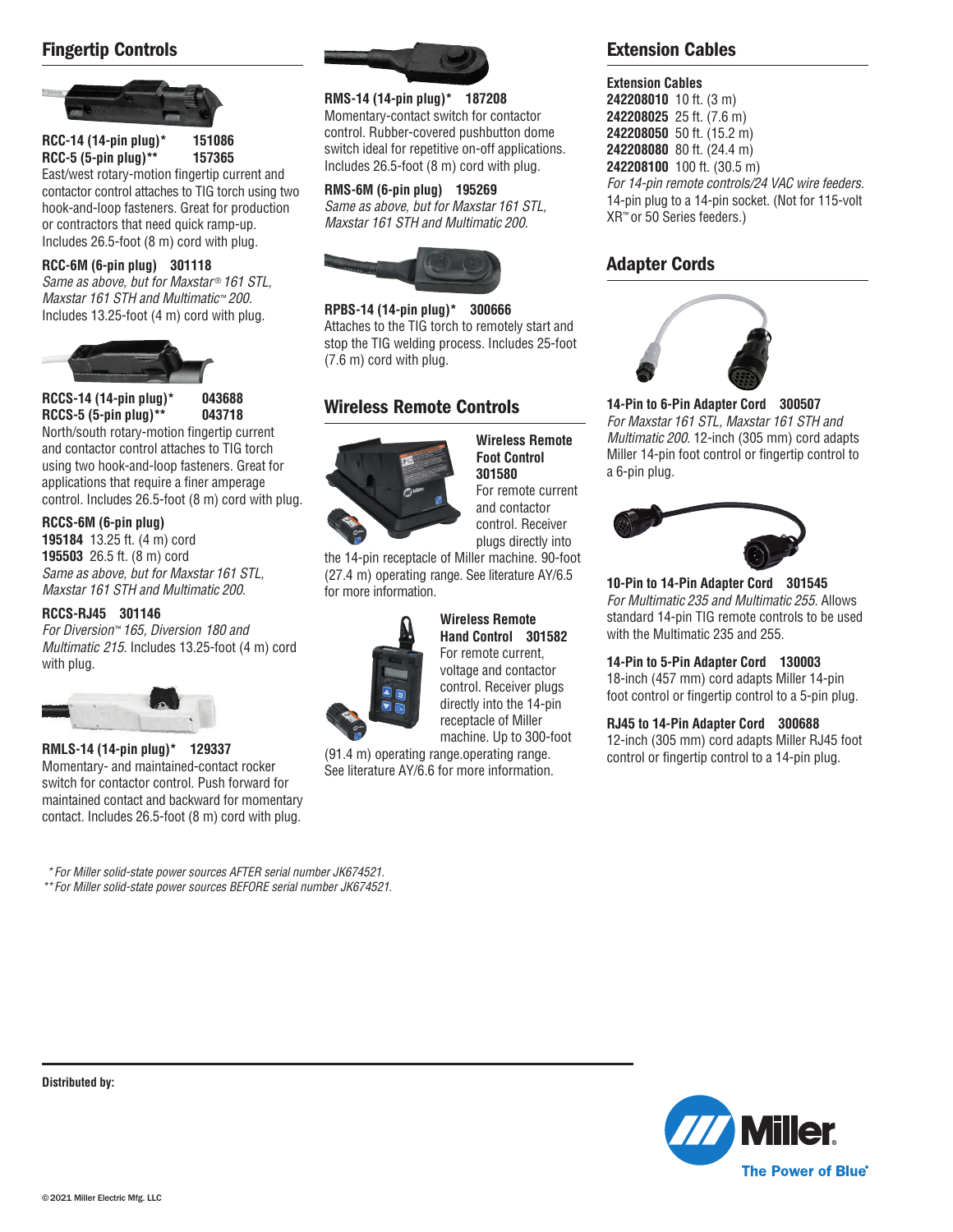## Fingertip Controls

**RCC-14 (14-pin plug)* 151086**
**RCC-5 (5-pin plug)** 157365**
East/west rotary-motion fingertip current and contactor control attaches to TIG torch using two hook-and-loop fasteners. Great for production or contractors that need quick ramp-up. Includes 26.5-foot (8 m) cord with plug.

**RCC-6M (6-pin plug) 301118**
*Same as above, but for Maxstar® 161 STL, Maxstar 161 STH and Multimatic™ 200.* Includes 13.25-foot (4 m) cord with plug.

**RCCS-14 (14-pin plug)* 043688**
**RCCS-5 (5-pin plug)** 043718**
North/south rotary-motion fingertip current and contactor control attaches to TIG torch using two hook-and-loop fasteners. Great for applications that require a finer amperage control. Includes 26.5-foot (8 m) cord with plug.

**RCCS-6M (6-pin plug)**
**195184** 13.25 ft. (4 m) cord
**195503** 26.5 ft. (8 m) cord
*Same as above, but for Maxstar 161 STL, Maxstar 161 STH and Multimatic 200.*

**RCCS-RJ45 301146**
*For Diversion™ 165, Diversion 180 and Multimatic 215.* Includes 13.25-foot (4 m) cord with plug.

**RMLS-14 (14-pin plug)* 129337**
Momentary- and maintained-contact rocker switch for contactor control. Push forward for maintained contact and backward for momentary contact. Includes 26.5-foot (8 m) cord with plug.

**RMS-14 (14-pin plug)* 187208**
Momentary-contact switch for contactor control. Rubber-covered pushbutton dome switch ideal for repetitive on-off applications. Includes 26.5-foot (8 m) cord with plug.

**RMS-6M (6-pin plug) 195269**
*Same as above, but for Maxstar 161 STL, Maxstar 161 STH and Multimatic 200.*

**RPBS-14 (14-pin plug)* 300666**
Attaches to the TIG torch to remotely start and stop the TIG welding process. Includes 25-foot (7.6 m) cord with plug.

## Wireless Remote Controls

**Wireless Remote Foot Control 301580**
For remote current and contactor control. Receiver plugs directly into the 14-pin receptacle of Miller machine. 90-foot (27.4 m) operating range. See literature AY/6.5 for more information.

**Wireless Remote Hand Control 301582**
For remote current, voltage and contactor control. Receiver plugs directly into the 14-pin receptacle of Miller machine. Up to 300-foot (91.4 m) operating range.operating range. See literature AY/6.6 for more information.

## Extension Cables

**Extension Cables**
**242208010** 10 ft. (3 m)
**242208025** 25 ft. (7.6 m)
**242208050** 50 ft. (15.2 m)
**242208080** 80 ft. (24.4 m)
**242208100** 100 ft. (30.5 m)
*For 14-pin remote controls/24 VAC wire feeders.* 14-pin plug to a 14-pin socket. (Not for 115-volt XR™ or 50 Series feeders.)

## Adapter Cords

**14-Pin to 6-Pin Adapter Cord 300507**
*For Maxstar 161 STL, Maxstar 161 STH and Multimatic 200.* 12-inch (305 mm) cord adapts Miller 14-pin foot control or fingertip control to a 6-pin plug.

**10-Pin to 14-Pin Adapter Cord 301545**
*For Multimatic 235 and Multimatic 255.* Allows standard 14-pin TIG remote controls to be used with the Multimatic 235 and 255.

**14-Pin to 5-Pin Adapter Cord 130003**
18-inch (457 mm) cord adapts Miller 14-pin foot control or fingertip control to a 5-pin plug.

**RJ45 to 14-Pin Adapter Cord 300688**
12-inch (305 mm) cord adapts Miller RJ45 foot control or fingertip control to a 14-pin plug.

*\* For Miller solid-state power sources AFTER serial number JK674521.*
*\*\* For Miller solid-state power sources BEFORE serial number JK674521.*

**Distributed by:**

Miller
The Power of Blue®

© 2021 Miller Electric Mfg. LLC